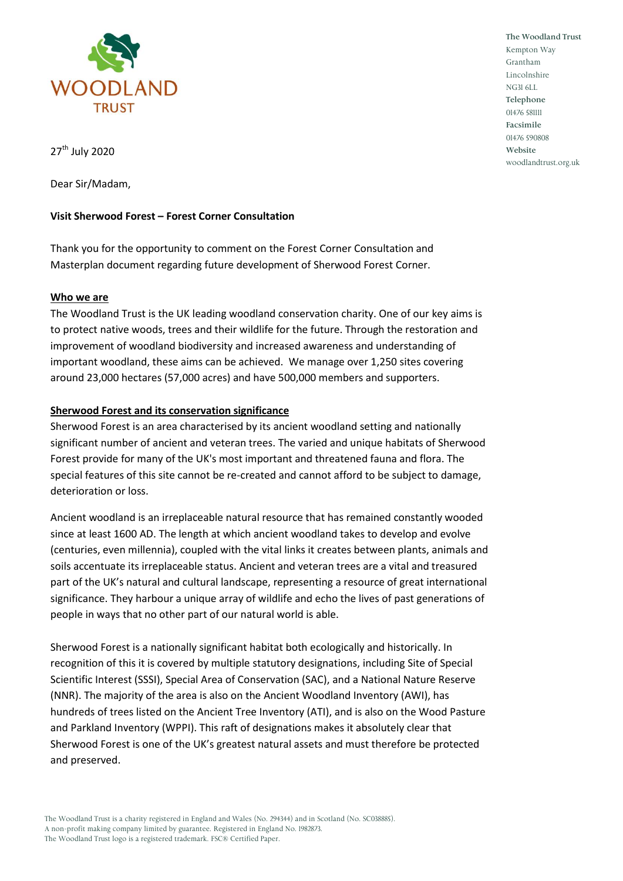The Woodland Trust
Kempton Way
Grantham
Lincolnshire
NG31 6LL
**Telephone**
01476 581111
**Facsimile**
01476 590808
**Website**
woodlandtrust.org.uk

27th July 2020

Dear Sir/Madam,

**Visit Sherwood Forest – Forest Corner Consultation**

Thank you for the opportunity to comment on the Forest Corner Consultation and Masterplan document regarding future development of Sherwood Forest Corner.

**Who we are**

The Woodland Trust is the UK leading woodland conservation charity. One of our key aims is to protect native woods, trees and their wildlife for the future. Through the restoration and improvement of woodland biodiversity and increased awareness and understanding of important woodland, these aims can be achieved. We manage over 1,250 sites covering around 23,000 hectares (57,000 acres) and have 500,000 members and supporters.

**Sherwood Forest and its conservation significance**

Sherwood Forest is an area characterised by its ancient woodland setting and nationally significant number of ancient and veteran trees. The varied and unique habitats of Sherwood Forest provide for many of the UK's most important and threatened fauna and flora. The special features of this site cannot be re-created and cannot afford to be subject to damage, deterioration or loss.

Ancient woodland is an irreplaceable natural resource that has remained constantly wooded since at least 1600 AD. The length at which ancient woodland takes to develop and evolve (centuries, even millennia), coupled with the vital links it creates between plants, animals and soils accentuate its irreplaceable status. Ancient and veteran trees are a vital and treasured part of the UK's natural and cultural landscape, representing a resource of great international significance. They harbour a unique array of wildlife and echo the lives of past generations of people in ways that no other part of our natural world is able.

Sherwood Forest is a nationally significant habitat both ecologically and historically. In recognition of this it is covered by multiple statutory designations, including Site of Special Scientific Interest (SSSI), Special Area of Conservation (SAC), and a National Nature Reserve (NNR). The majority of the area is also on the Ancient Woodland Inventory (AWI), has hundreds of trees listed on the Ancient Tree Inventory (ATI), and is also on the Wood Pasture and Parkland Inventory (WPPI). This raft of designations makes it absolutely clear that Sherwood Forest is one of the UK's greatest natural assets and must therefore be protected and preserved.

The Woodland Trust is a charity registered in England and Wales (No. 294344) and in Scotland (No. SC038885).
A non-profit making company limited by guarantee. Registered in England No. 1982873.
The Woodland Trust logo is a registered trademark. FSC® Certified Paper.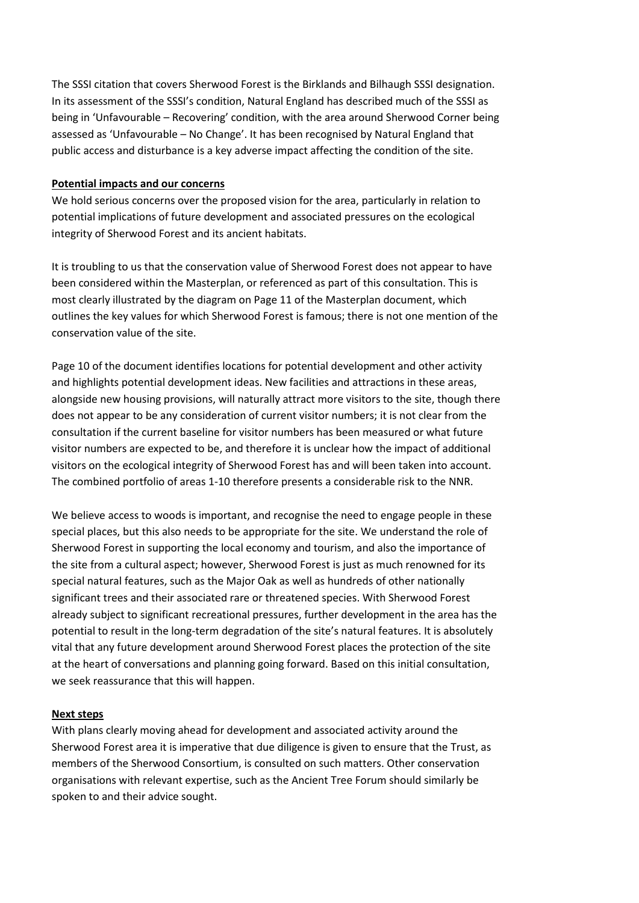The SSSI citation that covers Sherwood Forest is the Birklands and Bilhaugh SSSI designation. In its assessment of the SSSI's condition, Natural England has described much of the SSSI as being in 'Unfavourable – Recovering' condition, with the area around Sherwood Corner being assessed as 'Unfavourable – No Change'. It has been recognised by Natural England that public access and disturbance is a key adverse impact affecting the condition of the site.

**Potential impacts and our concerns**

We hold serious concerns over the proposed vision for the area, particularly in relation to potential implications of future development and associated pressures on the ecological integrity of Sherwood Forest and its ancient habitats.

It is troubling to us that the conservation value of Sherwood Forest does not appear to have been considered within the Masterplan, or referenced as part of this consultation. This is most clearly illustrated by the diagram on Page 11 of the Masterplan document, which outlines the key values for which Sherwood Forest is famous; there is not one mention of the conservation value of the site.

Page 10 of the document identifies locations for potential development and other activity and highlights potential development ideas. New facilities and attractions in these areas, alongside new housing provisions, will naturally attract more visitors to the site, though there does not appear to be any consideration of current visitor numbers; it is not clear from the consultation if the current baseline for visitor numbers has been measured or what future visitor numbers are expected to be, and therefore it is unclear how the impact of additional visitors on the ecological integrity of Sherwood Forest has and will been taken into account. The combined portfolio of areas 1-10 therefore presents a considerable risk to the NNR.

We believe access to woods is important, and recognise the need to engage people in these special places, but this also needs to be appropriate for the site. We understand the role of Sherwood Forest in supporting the local economy and tourism, and also the importance of the site from a cultural aspect; however, Sherwood Forest is just as much renowned for its special natural features, such as the Major Oak as well as hundreds of other nationally significant trees and their associated rare or threatened species. With Sherwood Forest already subject to significant recreational pressures, further development in the area has the potential to result in the long-term degradation of the site's natural features. It is absolutely vital that any future development around Sherwood Forest places the protection of the site at the heart of conversations and planning going forward. Based on this initial consultation, we seek reassurance that this will happen.

**Next steps**

With plans clearly moving ahead for development and associated activity around the Sherwood Forest area it is imperative that due diligence is given to ensure that the Trust, as members of the Sherwood Consortium, is consulted on such matters. Other conservation organisations with relevant expertise, such as the Ancient Tree Forum should similarly be spoken to and their advice sought.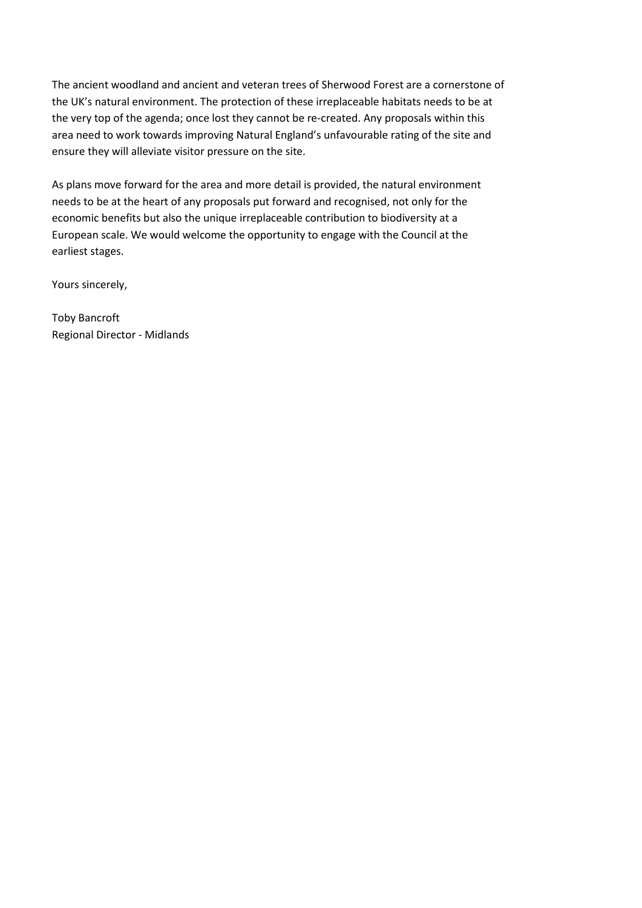The ancient woodland and ancient and veteran trees of Sherwood Forest are a cornerstone of the UK's natural environment. The protection of these irreplaceable habitats needs to be at the very top of the agenda; once lost they cannot be re-created. Any proposals within this area need to work towards improving Natural England's unfavourable rating of the site and ensure they will alleviate visitor pressure on the site.

As plans move forward for the area and more detail is provided, the natural environment needs to be at the heart of any proposals put forward and recognised, not only for the economic benefits but also the unique irreplaceable contribution to biodiversity at a European scale. We would welcome the opportunity to engage with the Council at the earliest stages.

Yours sincerely,

Toby Bancroft
Regional Director - Midlands